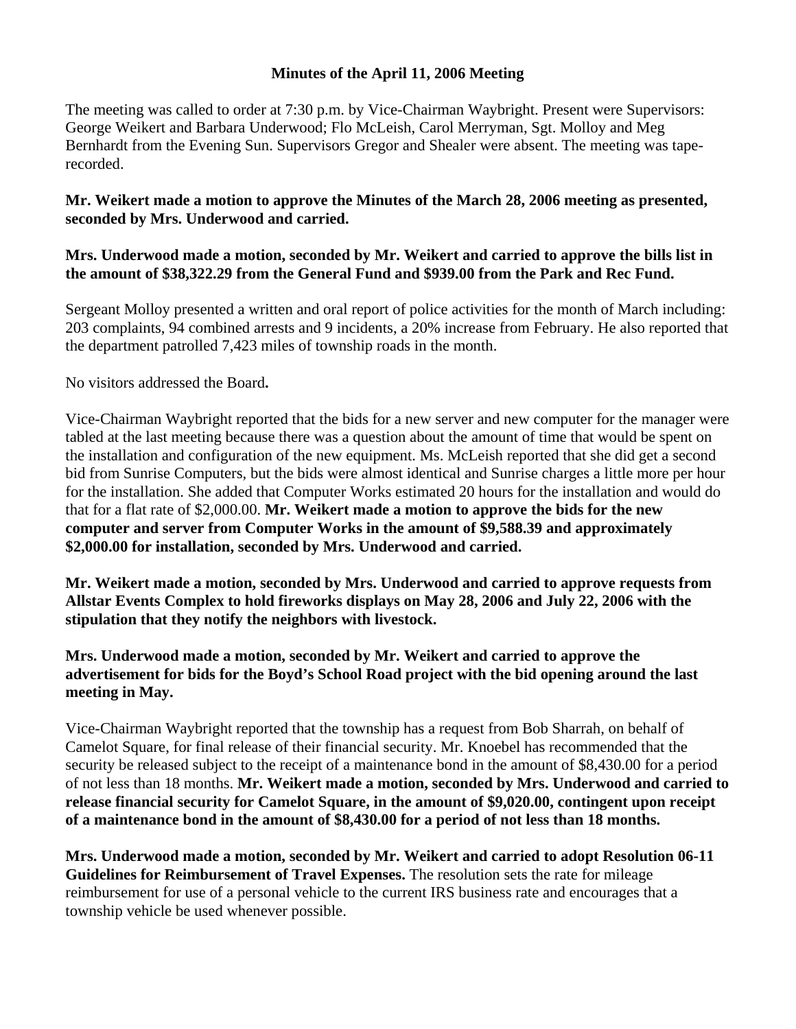### Minutes of the April 11, 2006 Meeting

The meeting was called to order at 7:30 p.m. by Vice-Chairman Waybright. Present were Supervisors: George Weikert and Barbara Underwood; Flo McLeish, Carol Merryman, Sgt. Molloy and Meg Bernhardt from the Evening Sun. Supervisors Gregor and Shealer were absent. The meeting was tape-recorded.

**Mr. Weikert made a motion to approve the Minutes of the March 28, 2006 meeting as presented, seconded by Mrs. Underwood and carried.**

**Mrs. Underwood made a motion, seconded by Mr. Weikert and carried to approve the bills list in the amount of $38,322.29 from the General Fund and $939.00 from the Park and Rec Fund.**

Sergeant Molloy presented a written and oral report of police activities for the month of March including: 203 complaints, 94 combined arrests and 9 incidents, a 20% increase from February. He also reported that the department patrolled 7,423 miles of township roads in the month.

No visitors addressed the Board**.**

Vice-Chairman Waybright reported that the bids for a new server and new computer for the manager were tabled at the last meeting because there was a question about the amount of time that would be spent on the installation and configuration of the new equipment. Ms. McLeish reported that she did get a second bid from Sunrise Computers, but the bids were almost identical and Sunrise charges a little more per hour for the installation. She added that Computer Works estimated 20 hours for the installation and would do that for a flat rate of $2,000.00. **Mr. Weikert made a motion to approve the bids for the new computer and server from Computer Works in the amount of $9,588.39 and approximately $2,000.00 for installation, seconded by Mrs. Underwood and carried.**

**Mr. Weikert made a motion, seconded by Mrs. Underwood and carried to approve requests from Allstar Events Complex to hold fireworks displays on May 28, 2006 and July 22, 2006 with the stipulation that they notify the neighbors with livestock.**

**Mrs. Underwood made a motion, seconded by Mr. Weikert and carried to approve the advertisement for bids for the Boyd's School Road project with the bid opening around the last meeting in May.**

Vice-Chairman Waybright reported that the township has a request from Bob Sharrah, on behalf of Camelot Square, for final release of their financial security. Mr. Knoebel has recommended that the security be released subject to the receipt of a maintenance bond in the amount of $8,430.00 for a period of not less than 18 months. **Mr. Weikert made a motion, seconded by Mrs. Underwood and carried to release financial security for Camelot Square, in the amount of $9,020.00, contingent upon receipt of a maintenance bond in the amount of $8,430.00 for a period of not less than 18 months.**

**Mrs. Underwood made a motion, seconded by Mr. Weikert and carried to adopt Resolution 06-11 Guidelines for Reimbursement of Travel Expenses.** The resolution sets the rate for mileage reimbursement for use of a personal vehicle to the current IRS business rate and encourages that a township vehicle be used whenever possible.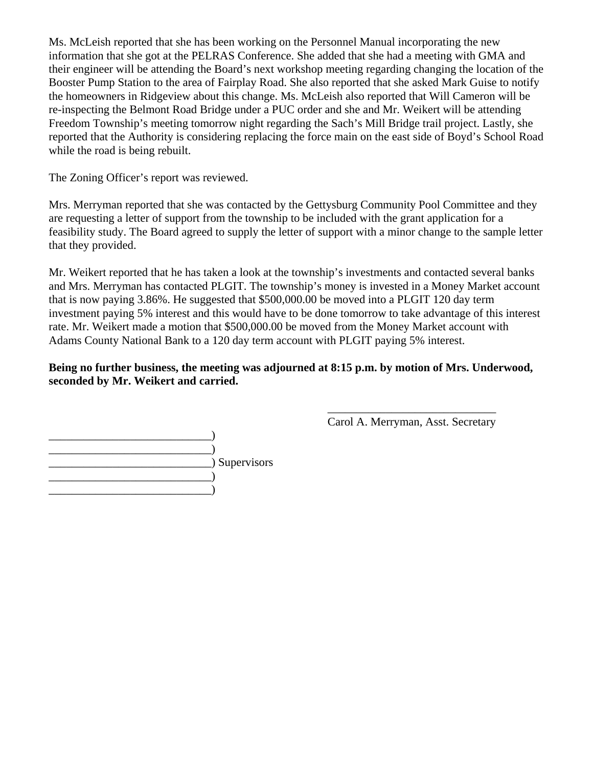Ms. McLeish reported that she has been working on the Personnel Manual incorporating the new information that she got at the PELRAS Conference. She added that she had a meeting with GMA and their engineer will be attending the Board's next workshop meeting regarding changing the location of the Booster Pump Station to the area of Fairplay Road. She also reported that she asked Mark Guise to notify the homeowners in Ridgeview about this change. Ms. McLeish also reported that Will Cameron will be re-inspecting the Belmont Road Bridge under a PUC order and she and Mr. Weikert will be attending Freedom Township's meeting tomorrow night regarding the Sach's Mill Bridge trail project. Lastly, she reported that the Authority is considering replacing the force main on the east side of Boyd's School Road while the road is being rebuilt.

The Zoning Officer's report was reviewed.

Mrs. Merryman reported that she was contacted by the Gettysburg Community Pool Committee and they are requesting a letter of support from the township to be included with the grant application for a feasibility study. The Board agreed to supply the letter of support with a minor change to the sample letter that they provided.

Mr. Weikert reported that he has taken a look at the township's investments and contacted several banks and Mrs. Merryman has contacted PLGIT. The township's money is invested in a Money Market account that is now paying 3.86%. He suggested that $500,000.00 be moved into a PLGIT 120 day term investment paying 5% interest and this would have to be done tomorrow to take advantage of this interest rate. Mr. Weikert made a motion that $500,000.00 be moved from the Money Market account with Adams County National Bank to a 120 day term account with PLGIT paying 5% interest.

**Being no further business, the meeting was adjourned at 8:15 p.m. by motion of Mrs. Underwood, seconded by Mr. Weikert and carried.**

\_\_\_\_\_\_\_\_\_\_\_\_\_\_\_\_\_\_\_\_\_\_\_\_\_\_\_\_\_\_
Carol A. Merryman, Asst. Secretary

\_\_\_\_\_\_\_\_\_\_\_\_\_\_\_\_\_\_\_\_\_\_\_\_\_\_\_\_)
\_\_\_\_\_\_\_\_\_\_\_\_\_\_\_\_\_\_\_\_\_\_\_\_\_\_\_\_)
\_\_\_\_\_\_\_\_\_\_\_\_\_\_\_\_\_\_\_\_\_\_\_\_\_\_\_\_) Supervisors
\_\_\_\_\_\_\_\_\_\_\_\_\_\_\_\_\_\_\_\_\_\_\_\_\_\_\_\_)
\_\_\_\_\_\_\_\_\_\_\_\_\_\_\_\_\_\_\_\_\_\_\_\_\_\_\_\_)